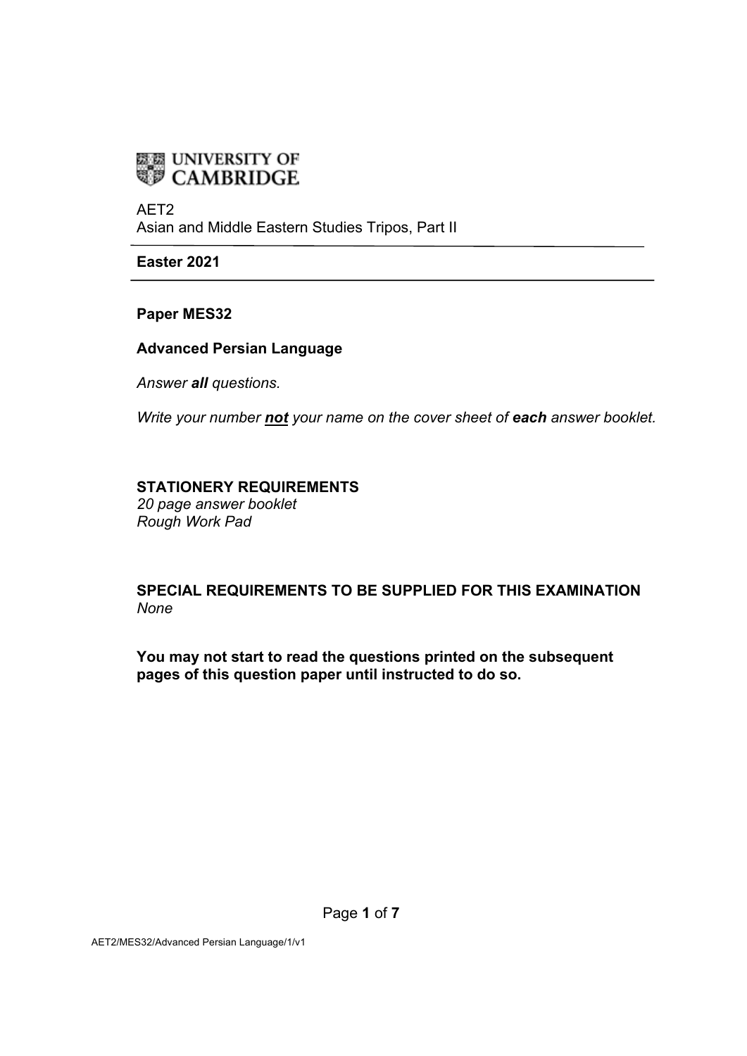UNIVERSITY OF CAMBRIDGE

AET2
Asian and Middle Eastern Studies Tripos, Part II

**Easter 2021**

**Paper MES32**

**Advanced Persian Language**

*Answer **all** questions.*

*Write your number **not** your name on the cover sheet of **each** answer booklet.*

**STATIONERY REQUIREMENTS**
*20 page answer booklet*
*Rough Work Pad*

**SPECIAL REQUIREMENTS TO BE SUPPLIED FOR THIS EXAMINATION**
*None*

**You may not start to read the questions printed on the subsequent pages of this question paper until instructed to do so.**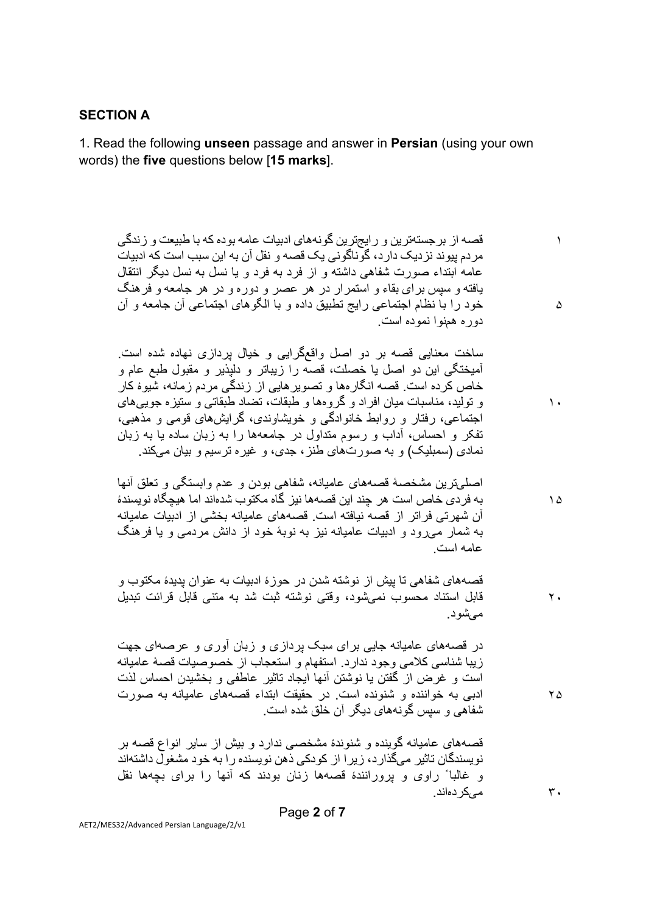## SECTION A

1. Read the following **unseen** passage and answer in **Persian** (using your own words) the **five** questions below [**15 marks**].

قصه از برجسته‌ترین و رایج‌ترین گونه‌های ادبیات عامه بوده که با طبیعت و زندگی مردم پیوند نزدیک دارد، گوناگونی یک قصه و نقل آن به این سبب است که ادبیات عامه ابتداء صورت شفاهی داشته و از فرد به فرد و یا نسل به نسل دیگر انتقال یافته و سپس برای بقاء و استمرار در هر عصر و دوره و در هر جامعه و فرهنگ خود را با نظام اجتماعی رایج تطبیق داده و با الگوهای اجتماعی آن جامعه و آن دوره همنوا نموده است. ۱ ... ۵

ساخت معنایی قصه بر دو اصل واقع‌گرایی و خیال پردازی نهاده شده است. آمیختگی این دو اصل یا خصلت، قصه را زیباتر و دلپذیر و مقبول طبع عام و خاص کرده است. قصه انگاره‌ها و تصویرهایی از زندگی مردم زمانه، شیوهٔ کار و تولید، مناسبات میان افراد و گروه‌ها و طبقات، تضاد طبقاتی و ستیزه جویی‌های اجتماعی، رفتار و روابط خانوادگی و خویشاوندی، گرایش‌های قومی و مذهبی، تفکر و احساس، آداب و رسوم متداول در جامعه‌ها را به زبان ساده یا به زبان نمادی (سمبلیک) و به صورت‌های طنز، جدی، و غیره ترسیم و بیان می‌کند. ۱۰

اصلی‌ترین مشخصهٔ قصه‌های عامیانه، شفاهی بودن و عدم وابستگی و تعلق آنها به فردی خاص است هر چند این قصه‌ها نیز گاه مکتوب شده‌اند اما هیچگاه نویسندهٔ آن شهرتی فراتر از قصه نیافته است. قصه‌های عامیانه بخشی از ادبیات عامیانه به شمار می‌رود و ادبیات عامیانه نیز به نوبهٔ خود از دانش مردمی و یا فرهنگ عامه است. ۱۵

قصه‌های شفاهی تا پیش از نوشته شدن در حوزهٔ ادبیات به عنوان پدیدهٔ مکتوب و قابل استناد محسوب نمی‌شود، وقتی نوشته ثبت شد به متنی قابل قرائت تبدیل می‌شود. ۲۰

در قصه‌های عامیانه جایی برای سبک پردازی و زبان آوری و عرصه‌ای جهت زیبا شناسی کلامی وجود ندارد. استفهام و استعجاب از خصوصیات قصهٔ عامیانه است و غرض از گفتن یا نوشتن آنها ایجاد تاثیر عاطفی و بخشیدن احساس لذت ادبی به خواننده و شنونده است. در حقیقت ابتداء قصه‌های عامیانه به صورت شفاهی و سپس گونه‌های دیگر آن خلق شده است. ۲۵

قصه‌های عامیانه گوینده و شنوندهٔ مشخصی ندارد و بیش از سایر انواع قصه بر نویسندگان تاثیر می‌گذارد، زیرا از کودکی ذهن نویسنده را به خود مشغول داشته‌اند و غالباً راوی و پرورانندهٔ قصه‌ها زنان بودند که آنها را برای بچه‌ها نقل می‌کرده‌اند. ۳۰

AET2/MES32/Advanced Persian Language/2/v1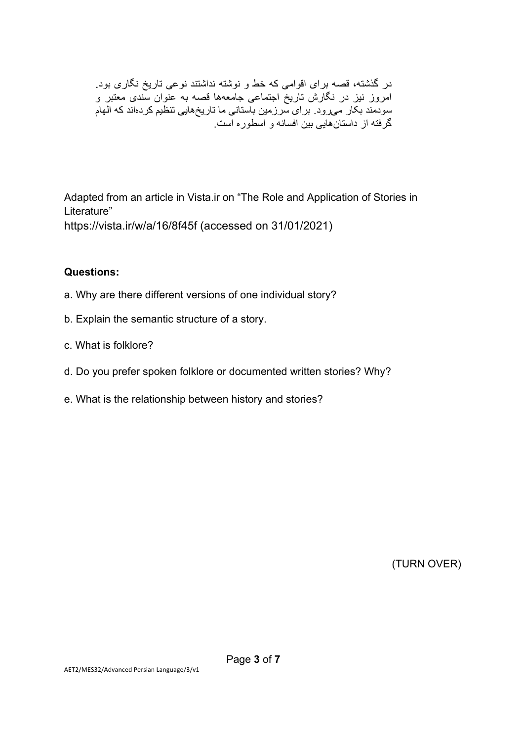در گذشته، قصه برای اقوامی که خط و نوشته نداشتند نوعی تاریخ نگاری بود. امروز نیز در نگارش تاریخ اجتماعی جامعه‌ها قصه به عنوان سندی معتبر و سودمند بکار می‌رود. برای سرزمین باستانی ما تاریخ‌هایی تنظیم کرده‌اند که الهام گرفته از داستان‌هایی بین افسانه و اسطوره است.

Adapted from an article in Vista.ir on "The Role and Application of Stories in Literature"
https://vista.ir/w/a/16/8f45f (accessed on 31/01/2021)

**Questions:**

a. Why are there different versions of one individual story?

b. Explain the semantic structure of a story.

c. What is folklore?

d. Do you prefer spoken folklore or documented written stories? Why?

e. What is the relationship between history and stories?

(TURN OVER)

AET2/MES32/Advanced Persian Language/3/v1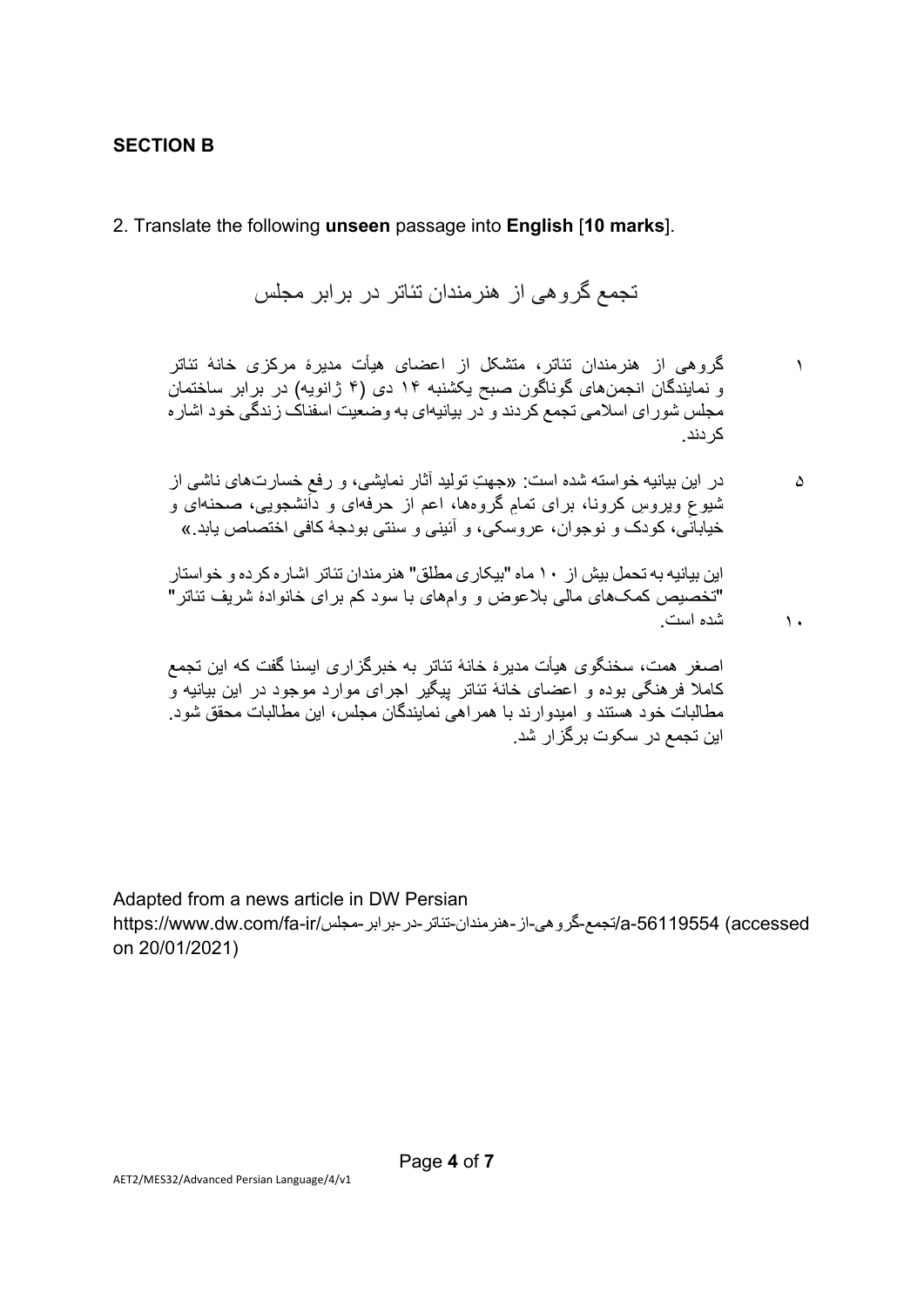## SECTION B

2. Translate the following **unseen** passage into **English** [**10 marks**].

### تجمع گروهی از هنرمندان تئاتر در برابر مجلس

۱ گروهی از هنرمندان تئاتر، متشکل از اعضای هیأت مدیرهٔ مرکزی خانهٔ تئاتر و نمایندگان انجمن‌های گوناگون صبح یکشنبه ۱۴ دی (۴ ژانویه) در برابر ساختمان مجلس شورای اسلامی تجمع کردند و در بیانیه‌ای به وضعیت اسفناک زندگی خود اشاره کردند.

۵ در این بیانیه خواسته شده است: «جهتِ تولید آثار نمایشی، و رفعِ خسارت‌های ناشی از شیوعِ ویروس کرونا، برای تمامِ گروه‌ها، اعم از حرفه‌ای و دانشجویی، صحنه‌ای و خیابانی، کودک و نوجوان، عروسکی، و آئینی و سنتی بودجهٔ کافی اختصاص یابد.»

این بیانیه به تحمل بیش از ۱۰ ماه "بیکاری مطلق" هنرمندان تئاتر اشاره کرده و خواستار "تخصیص کمک‌های مالی بلاعوض و وام‌های با سود کم برای خانوادهٔ شریف تئاتر"
۱۰ شده است.

اصغر همت، سخنگوی هیأت مدیرهٔ خانهٔ تئاتر به خبرگزاری ایسنا گفت که این تجمع کاملا فرهنگی بوده و اعضای خانهٔ تئاتر پیگیر اجرای موارد موجود در این بیانیه و مطالبات خود هستند و امیدوارند با همراهی نمایندگان مجلس، این مطالبات محقق شود. این تجمع در سکوت برگزار شد.

Adapted from a news article in DW Persian
https://www.dw.com/fa-ir/تجمع-گروهی-از-هنرمندان-تئاتر-در-برابر-مجلس/a-56119554 (accessed on 20/01/2021)

AET2/MES32/Advanced Persian Language/4/v1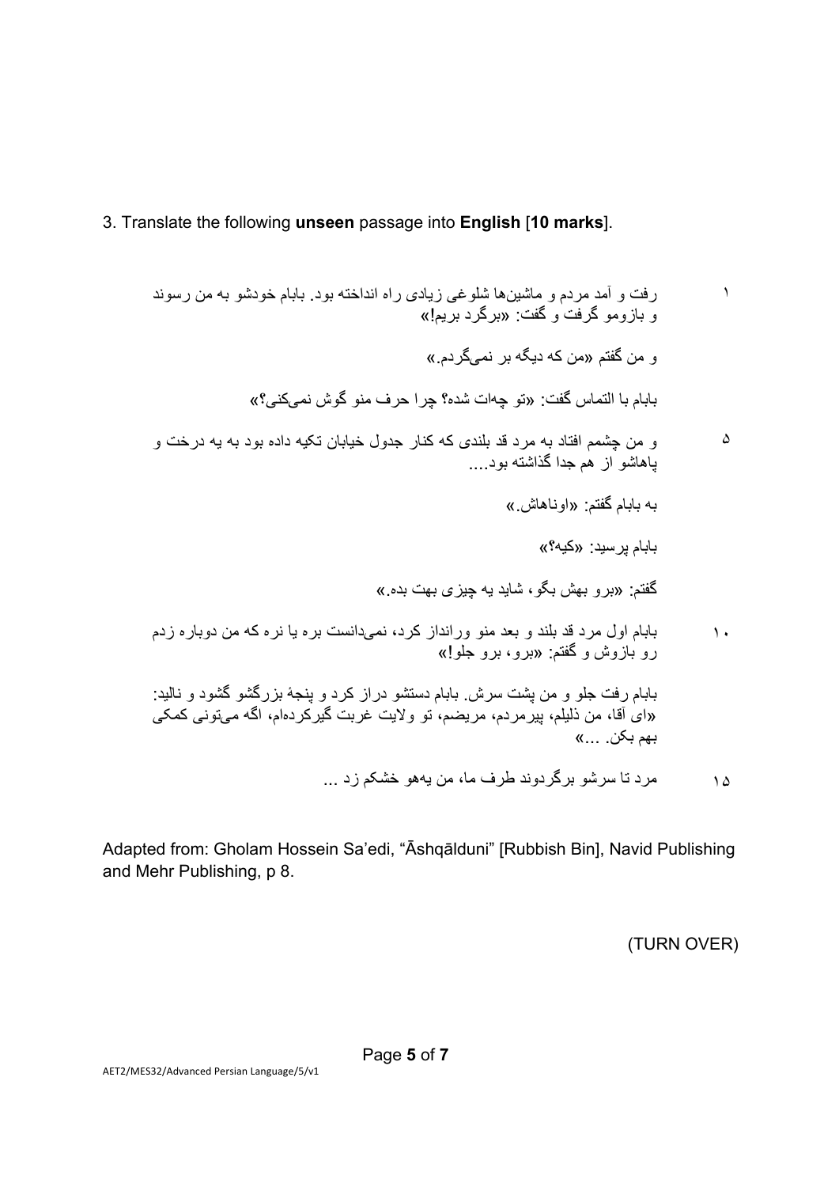3. Translate the following **unseen** passage into **English** [**10 marks**].

۱ رفت و آمد مردم و ماشین‌ها شلوغی زیادی راه انداخته بود. بابام خودشو به من رسوند و بازومو گرفت و گفت: «برگرد بریم!»

و من گفتم «من که دیگه بر نمی‌گردم.»

بابام با التماس گفت: «تو چه‌ات شده؟ چرا حرف منو گوش نمی‌کنی؟»

۵ و من چشمم افتاد به مرد قد بلندی که کنار جدول خیابان تکیه داده بود به یه درخت و پاهاشو از هم جدا گذاشته بود....

به بابام گفتم: «اوناهاش.»

بابام پرسید: «کیه؟»

گفتم: «برو بهش بگو، شاید یه چیزی بهت بده.»

۱۰ بابام اول مرد قد بلند و بعد منوورانداز کرد، نمی‌دانست بره یا نره که من دوباره زدم رو بازوش و گفتم: «برو، برو جلو!»

بابام رفت جلو و من پشت سرش. بابام دستشو دراز کرد و پنجهٔ بزرگشو گشود و نالید: «ای آقا، من ذلیلم، پیرمردم، مریضم، تو ولایت غربت گیرکرده‌ام، اگه می‌تونی کمکی بهم بکن. ...»

۱۵ مرد تا سرشو برگردوند طرف ما، من یه‌هو خشکم زد ...

Adapted from: Gholam Hossein Sa'edi, "Āshqālduni" [Rubbish Bin], Navid Publishing and Mehr Publishing, p 8.

(TURN OVER)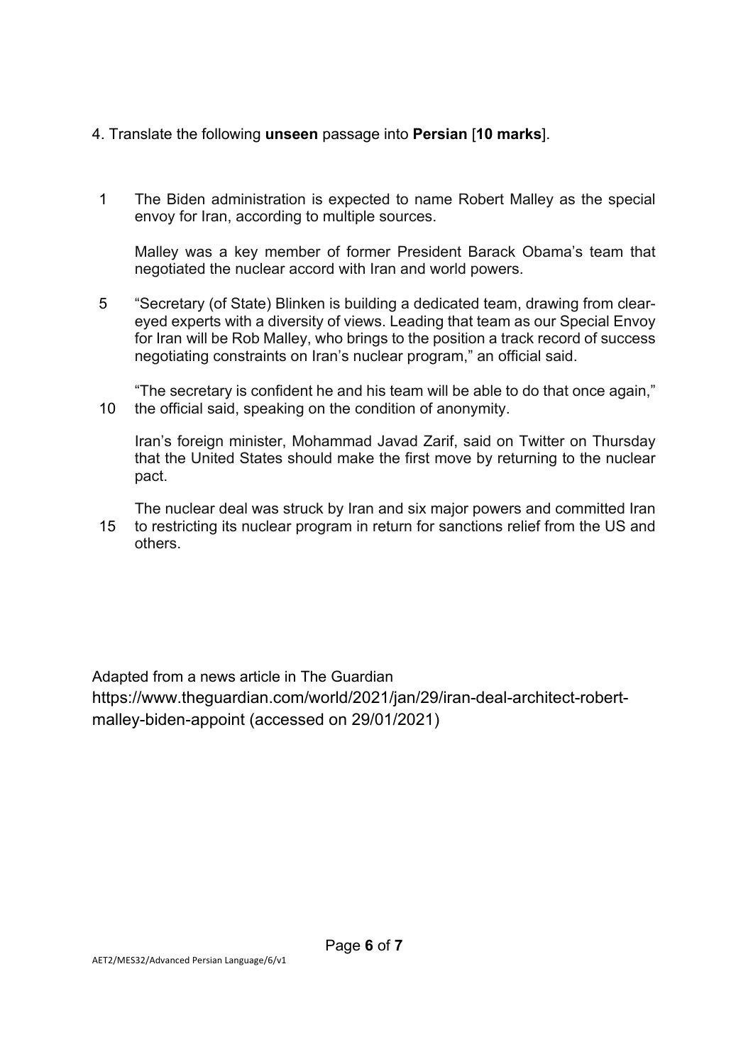4. Translate the following **unseen** passage into **Persian** [**10 marks**].

1 The Biden administration is expected to name Robert Malley as the special envoy for Iran, according to multiple sources.

Malley was a key member of former President Barack Obama's team that negotiated the nuclear accord with Iran and world powers.

5 "Secretary (of State) Blinken is building a dedicated team, drawing from clear-eyed experts with a diversity of views. Leading that team as our Special Envoy for Iran will be Rob Malley, who brings to the position a track record of success negotiating constraints on Iran's nuclear program," an official said.

"The secretary is confident he and his team will be able to do that once again,"
10 the official said, speaking on the condition of anonymity.

Iran's foreign minister, Mohammad Javad Zarif, said on Twitter on Thursday that the United States should make the first move by returning to the nuclear pact.

The nuclear deal was struck by Iran and six major powers and committed Iran
15 to restricting its nuclear program in return for sanctions relief from the US and others.

Adapted from a news article in The Guardian
https://www.theguardian.com/world/2021/jan/29/iran-deal-architect-robert-malley-biden-appoint (accessed on 29/01/2021)

AET2/MES32/Advanced Persian Language/6/v1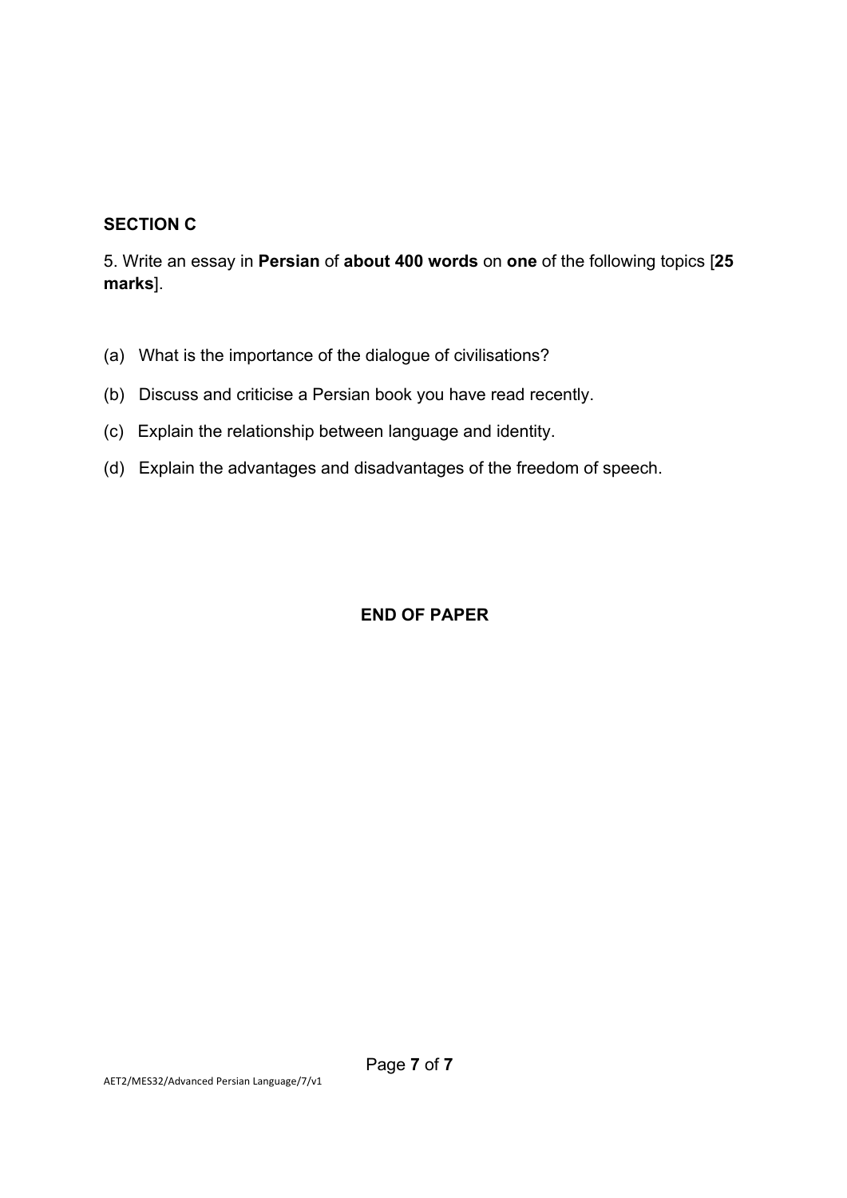## SECTION C

5. Write an essay in **Persian** of **about 400 words** on **one** of the following topics [**25 marks**].

(a) What is the importance of the dialogue of civilisations?

(b) Discuss and criticise a Persian book you have read recently.

(c) Explain the relationship between language and identity.

(d) Explain the advantages and disadvantages of the freedom of speech.

**END OF PAPER**